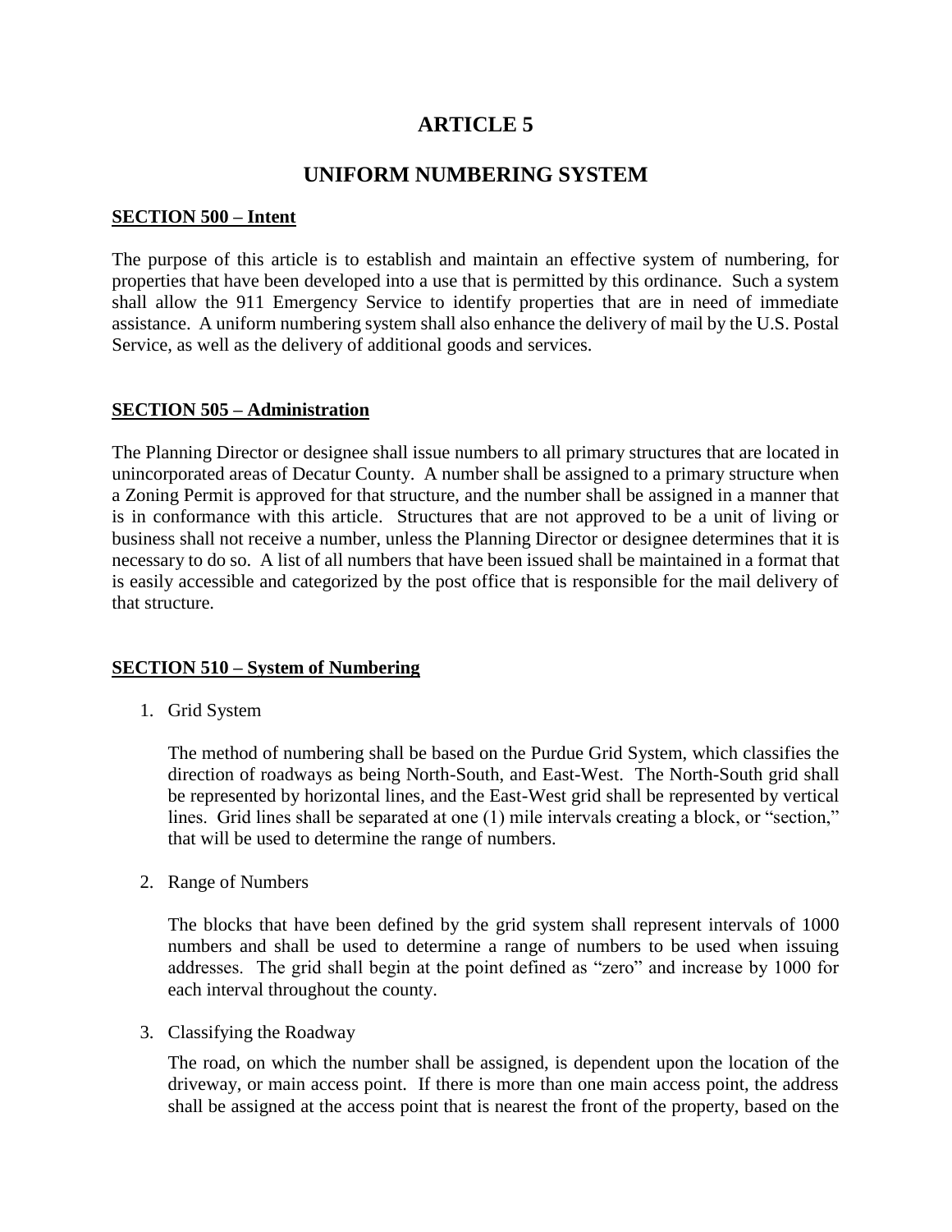# ARTICLE 5

# UNIFORM NUMBERING SYSTEM

## SECTION 500 – Intent

The purpose of this article is to establish and maintain an effective system of numbering, for properties that have been developed into a use that is permitted by this ordinance. Such a system shall allow the 911 Emergency Service to identify properties that are in need of immediate assistance. A uniform numbering system shall also enhance the delivery of mail by the U.S. Postal Service, as well as the delivery of additional goods and services.

## SECTION 505 – Administration

The Planning Director or designee shall issue numbers to all primary structures that are located in unincorporated areas of Decatur County. A number shall be assigned to a primary structure when a Zoning Permit is approved for that structure, and the number shall be assigned in a manner that is in conformance with this article. Structures that are not approved to be a unit of living or business shall not receive a number, unless the Planning Director or designee determines that it is necessary to do so. A list of all numbers that have been issued shall be maintained in a format that is easily accessible and categorized by the post office that is responsible for the mail delivery of that structure.

## SECTION 510 – System of Numbering

1. Grid System

   The method of numbering shall be based on the Purdue Grid System, which classifies the direction of roadways as being North-South, and East-West. The North-South grid shall be represented by horizontal lines, and the East-West grid shall be represented by vertical lines. Grid lines shall be separated at one (1) mile intervals creating a block, or "section," that will be used to determine the range of numbers.

2. Range of Numbers

   The blocks that have been defined by the grid system shall represent intervals of 1000 numbers and shall be used to determine a range of numbers to be used when issuing addresses. The grid shall begin at the point defined as "zero" and increase by 1000 for each interval throughout the county.

3. Classifying the Roadway

   The road, on which the number shall be assigned, is dependent upon the location of the driveway, or main access point. If there is more than one main access point, the address shall be assigned at the access point that is nearest the front of the property, based on the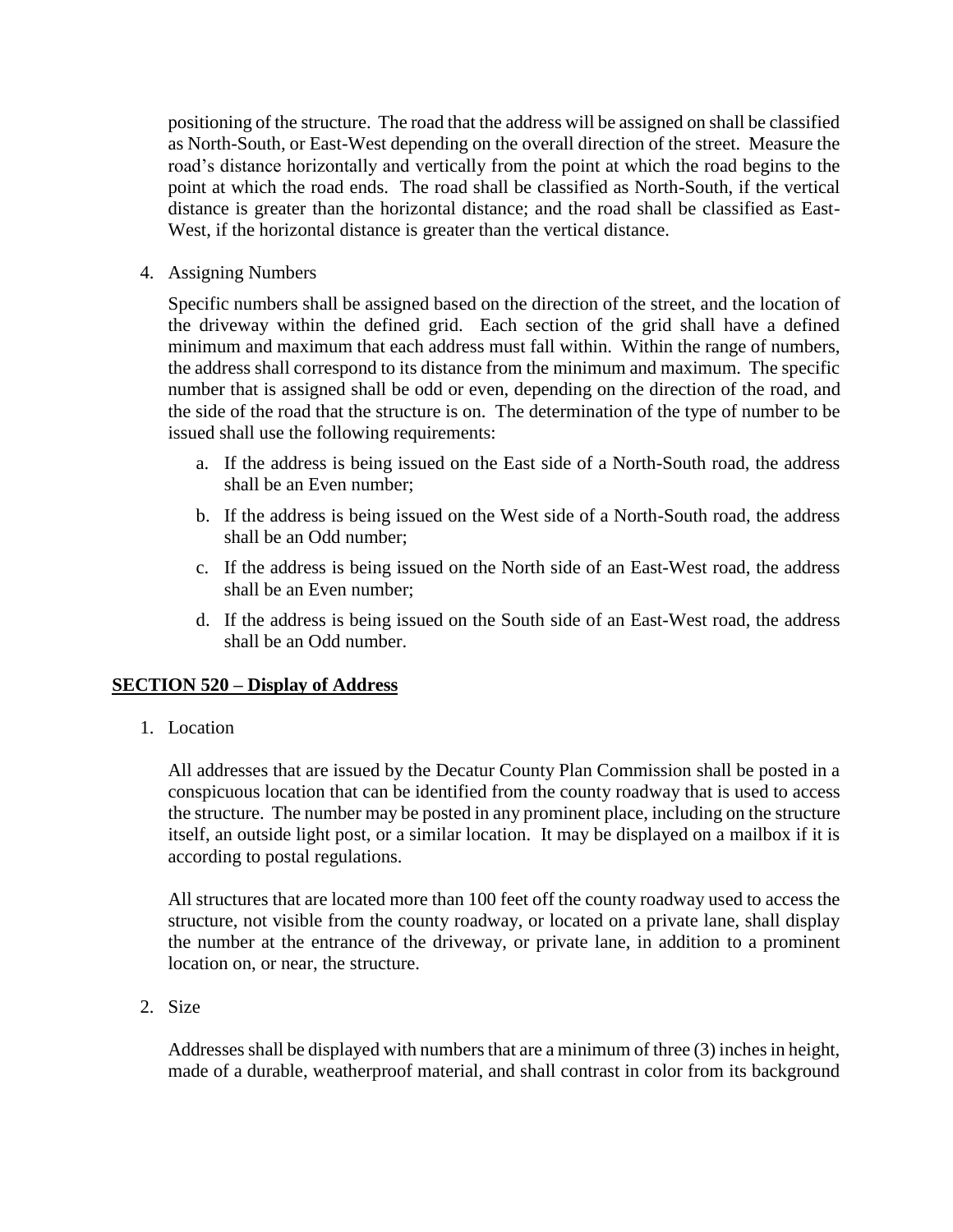positioning of the structure. The road that the address will be assigned on shall be classified as North-South, or East-West depending on the overall direction of the street. Measure the road's distance horizontally and vertically from the point at which the road begins to the point at which the road ends. The road shall be classified as North-South, if the vertical distance is greater than the horizontal distance; and the road shall be classified as East-West, if the horizontal distance is greater than the vertical distance.

4. Assigning Numbers

   Specific numbers shall be assigned based on the direction of the street, and the location of the driveway within the defined grid. Each section of the grid shall have a defined minimum and maximum that each address must fall within. Within the range of numbers, the address shall correspond to its distance from the minimum and maximum. The specific number that is assigned shall be odd or even, depending on the direction of the road, and the side of the road that the structure is on. The determination of the type of number to be issued shall use the following requirements:

   a. If the address is being issued on the East side of a North-South road, the address shall be an Even number;

   b. If the address is being issued on the West side of a North-South road, the address shall be an Odd number;

   c. If the address is being issued on the North side of an East-West road, the address shall be an Even number;

   d. If the address is being issued on the South side of an East-West road, the address shall be an Odd number.

## SECTION 520 – Display of Address

1. Location

   All addresses that are issued by the Decatur County Plan Commission shall be posted in a conspicuous location that can be identified from the county roadway that is used to access the structure. The number may be posted in any prominent place, including on the structure itself, an outside light post, or a similar location. It may be displayed on a mailbox if it is according to postal regulations.

   All structures that are located more than 100 feet off the county roadway used to access the structure, not visible from the county roadway, or located on a private lane, shall display the number at the entrance of the driveway, or private lane, in addition to a prominent location on, or near, the structure.

2. Size

   Addresses shall be displayed with numbers that are a minimum of three (3) inches in height, made of a durable, weatherproof material, and shall contrast in color from its background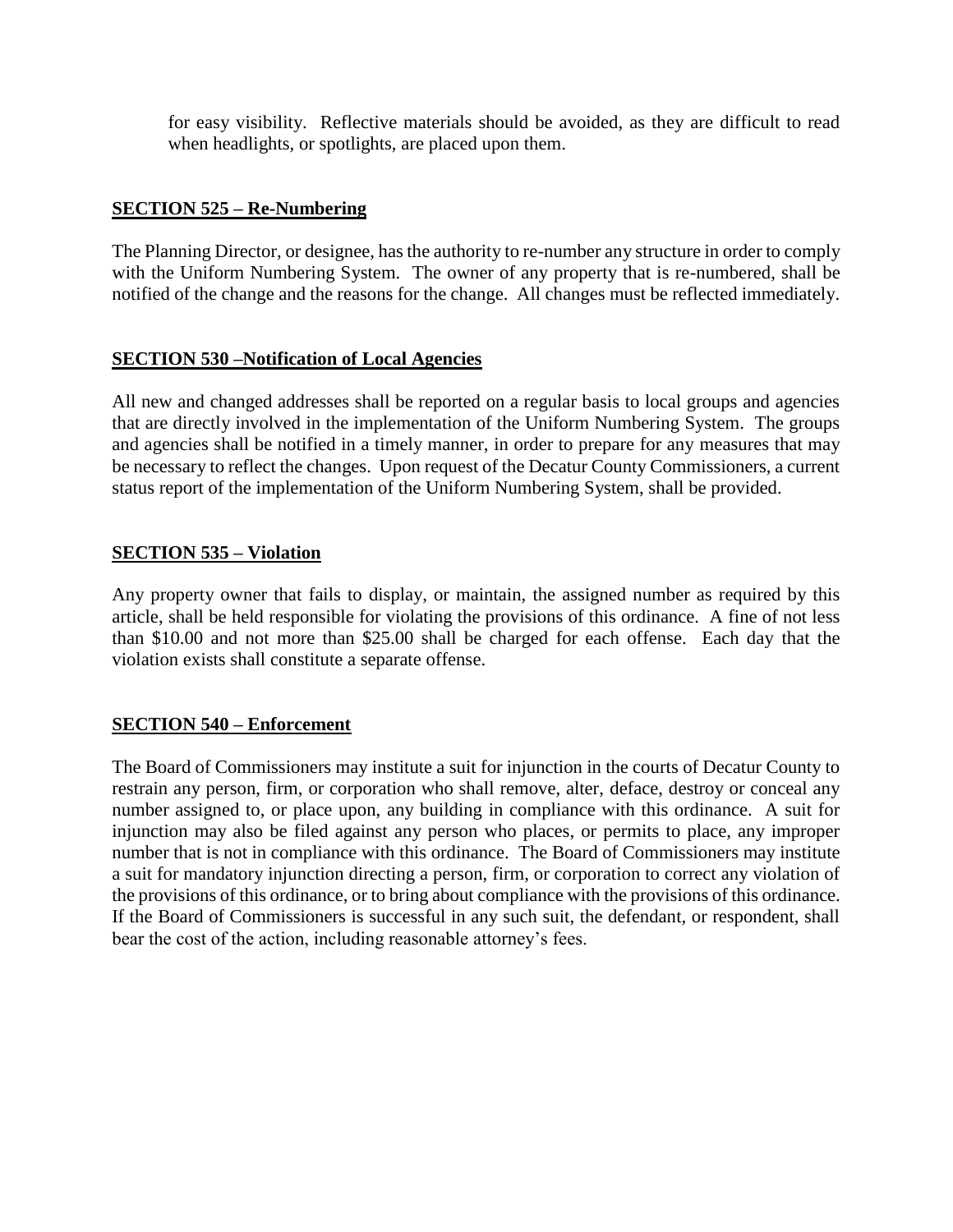for easy visibility. Reflective materials should be avoided, as they are difficult to read when headlights, or spotlights, are placed upon them.

## **SECTION 525 – Re-Numbering**

The Planning Director, or designee, has the authority to re-number any structure in order to comply with the Uniform Numbering System. The owner of any property that is re-numbered, shall be notified of the change and the reasons for the change. All changes must be reflected immediately.

## **SECTION 530 –Notification of Local Agencies**

All new and changed addresses shall be reported on a regular basis to local groups and agencies that are directly involved in the implementation of the Uniform Numbering System. The groups and agencies shall be notified in a timely manner, in order to prepare for any measures that may be necessary to reflect the changes. Upon request of the Decatur County Commissioners, a current status report of the implementation of the Uniform Numbering System, shall be provided.

## **SECTION 535 – Violation**

Any property owner that fails to display, or maintain, the assigned number as required by this article, shall be held responsible for violating the provisions of this ordinance. A fine of not less than $10.00 and not more than $25.00 shall be charged for each offense. Each day that the violation exists shall constitute a separate offense.

## **SECTION 540 – Enforcement**

The Board of Commissioners may institute a suit for injunction in the courts of Decatur County to restrain any person, firm, or corporation who shall remove, alter, deface, destroy or conceal any number assigned to, or place upon, any building in compliance with this ordinance. A suit for injunction may also be filed against any person who places, or permits to place, any improper number that is not in compliance with this ordinance. The Board of Commissioners may institute a suit for mandatory injunction directing a person, firm, or corporation to correct any violation of the provisions of this ordinance, or to bring about compliance with the provisions of this ordinance. If the Board of Commissioners is successful in any such suit, the defendant, or respondent, shall bear the cost of the action, including reasonable attorney's fees.